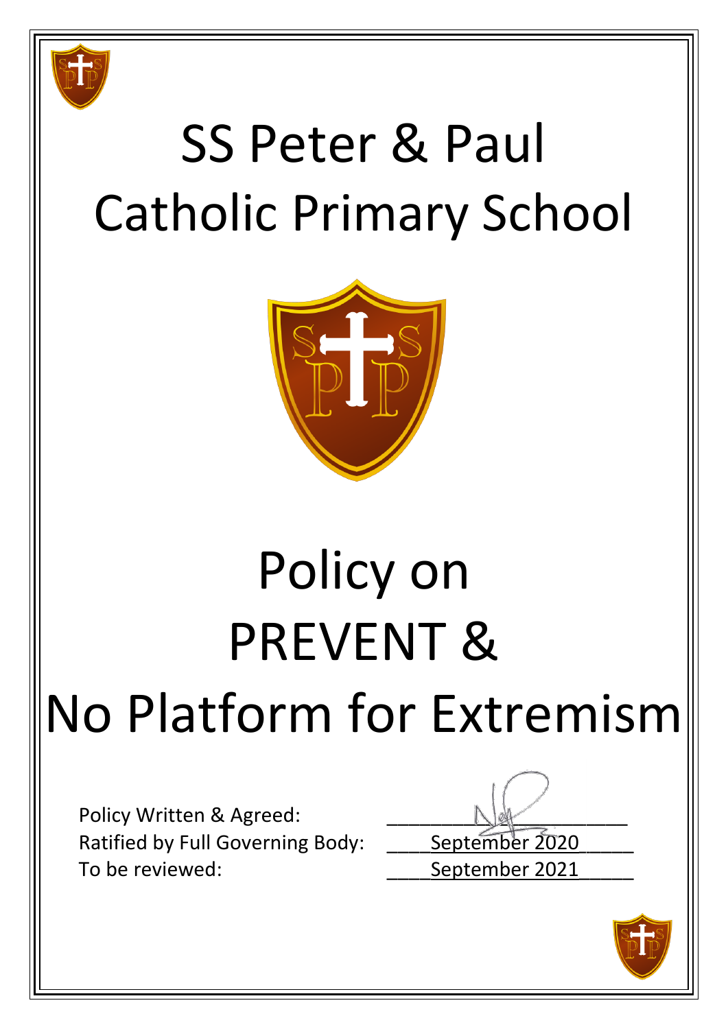# SS Peter & Paul Catholic Primary School

# Policy on PREVENT & No Platform for Extremism

Policy Written & Agreed: ______________________

Ratified by Full Governing Body: September 2020

To be reviewed: September 2021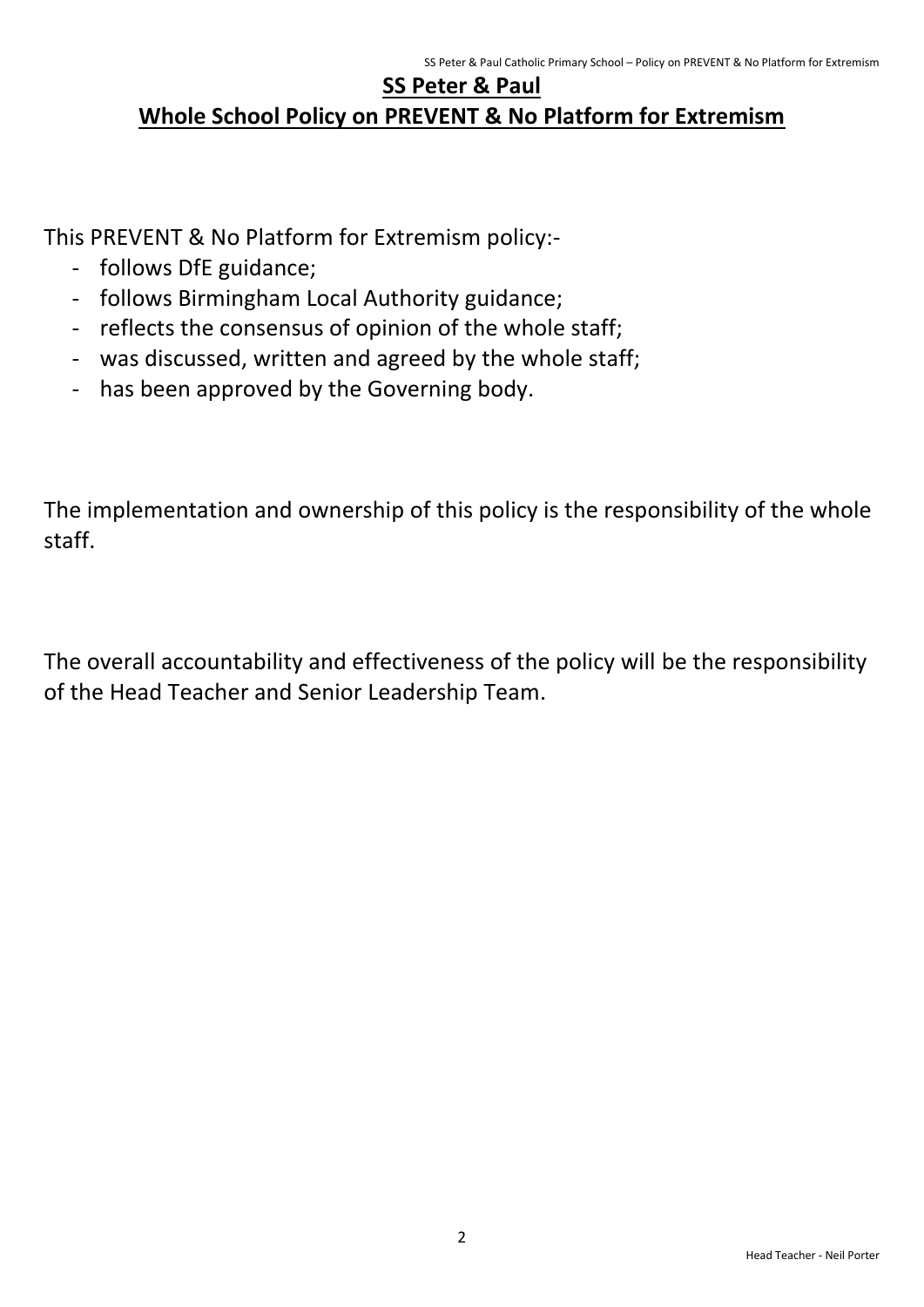# SS Peter & Paul

## Whole School Policy on PREVENT & No Platform for Extremism

This PREVENT & No Platform for Extremism policy:-

- follows DfE guidance;
- follows Birmingham Local Authority guidance;
- reflects the consensus of opinion of the whole staff;
- was discussed, written and agreed by the whole staff;
- has been approved by the Governing body.

The implementation and ownership of this policy is the responsibility of the whole staff.

The overall accountability and effectiveness of the policy will be the responsibility of the Head Teacher and Senior Leadership Team.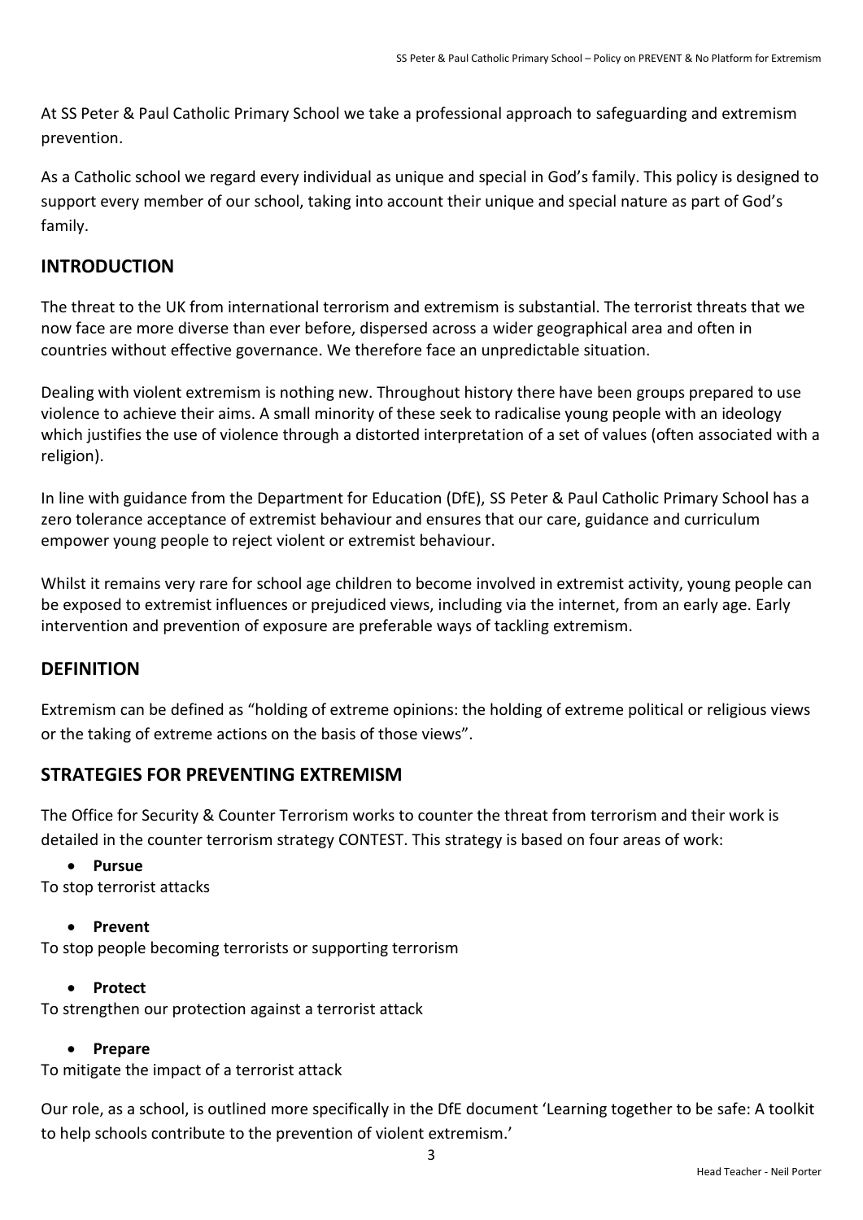At SS Peter & Paul Catholic Primary School we take a professional approach to safeguarding and extremism prevention.

As a Catholic school we regard every individual as unique and special in God's family. This policy is designed to support every member of our school, taking into account their unique and special nature as part of God's family.

## INTRODUCTION

The threat to the UK from international terrorism and extremism is substantial. The terrorist threats that we now face are more diverse than ever before, dispersed across a wider geographical area and often in countries without effective governance. We therefore face an unpredictable situation.

Dealing with violent extremism is nothing new. Throughout history there have been groups prepared to use violence to achieve their aims. A small minority of these seek to radicalise young people with an ideology which justifies the use of violence through a distorted interpretation of a set of values (often associated with a religion).

In line with guidance from the Department for Education (DfE), SS Peter & Paul Catholic Primary School has a zero tolerance acceptance of extremist behaviour and ensures that our care, guidance and curriculum empower young people to reject violent or extremist behaviour.

Whilst it remains very rare for school age children to become involved in extremist activity, young people can be exposed to extremist influences or prejudiced views, including via the internet, from an early age. Early intervention and prevention of exposure are preferable ways of tackling extremism.

## DEFINITION

Extremism can be defined as "holding of extreme opinions: the holding of extreme political or religious views or the taking of extreme actions on the basis of those views".

## STRATEGIES FOR PREVENTING EXTREMISM

The Office for Security & Counter Terrorism works to counter the threat from terrorism and their work is detailed in the counter terrorism strategy CONTEST. This strategy is based on four areas of work:

- **Pursue**

To stop terrorist attacks

- **Prevent**

To stop people becoming terrorists or supporting terrorism

- **Protect**

To strengthen our protection against a terrorist attack

- **Prepare**

To mitigate the impact of a terrorist attack

Our role, as a school, is outlined more specifically in the DfE document 'Learning together to be safe: A toolkit to help schools contribute to the prevention of violent extremism.'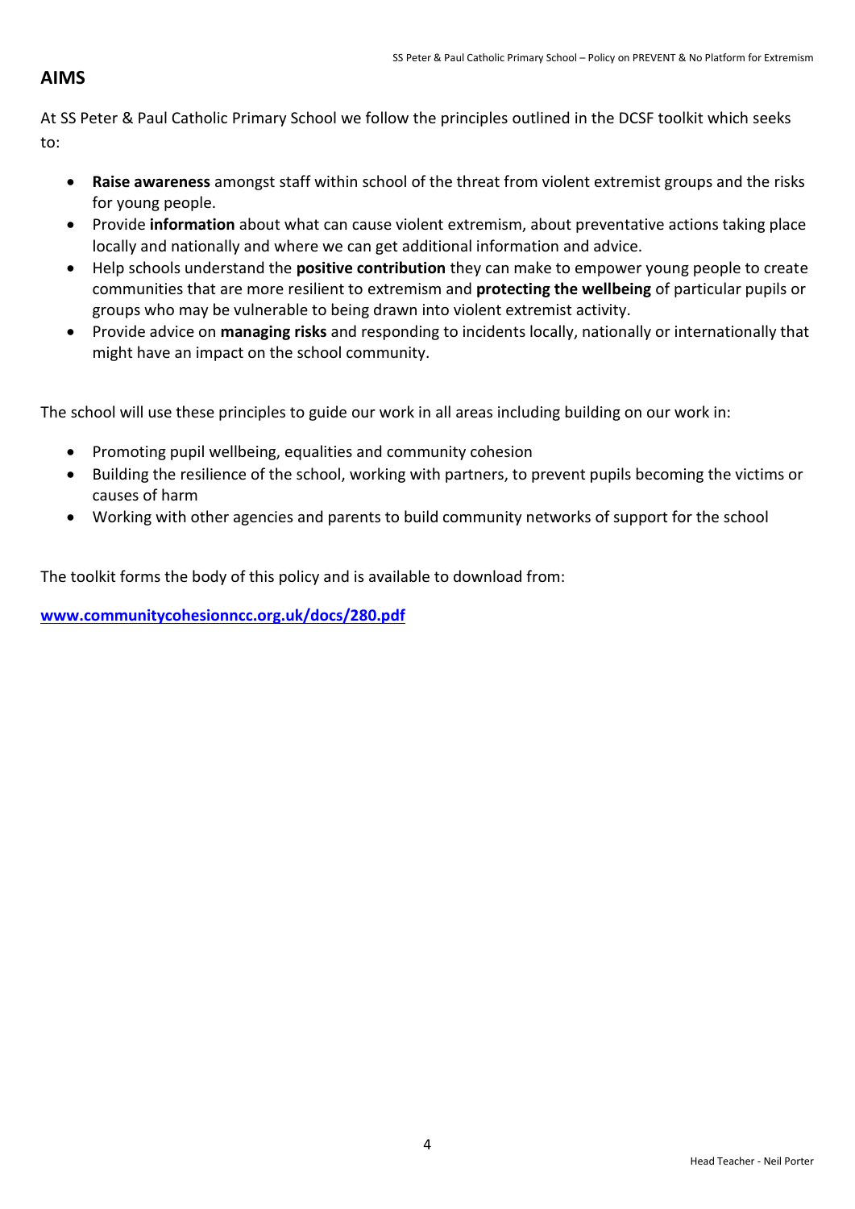## AIMS

At SS Peter & Paul Catholic Primary School we follow the principles outlined in the DCSF toolkit which seeks to:

- **Raise awareness** amongst staff within school of the threat from violent extremist groups and the risks for young people.
- Provide **information** about what can cause violent extremism, about preventative actions taking place locally and nationally and where we can get additional information and advice.
- Help schools understand the **positive contribution** they can make to empower young people to create communities that are more resilient to extremism and **protecting the wellbeing** of particular pupils or groups who may be vulnerable to being drawn into violent extremist activity.
- Provide advice on **managing risks** and responding to incidents locally, nationally or internationally that might have an impact on the school community.

The school will use these principles to guide our work in all areas including building on our work in:

- Promoting pupil wellbeing, equalities and community cohesion
- Building the resilience of the school, working with partners, to prevent pupils becoming the victims or causes of harm
- Working with other agencies and parents to build community networks of support for the school

The toolkit forms the body of this policy and is available to download from:

**www.communitycohesionncc.org.uk/docs/280.pdf**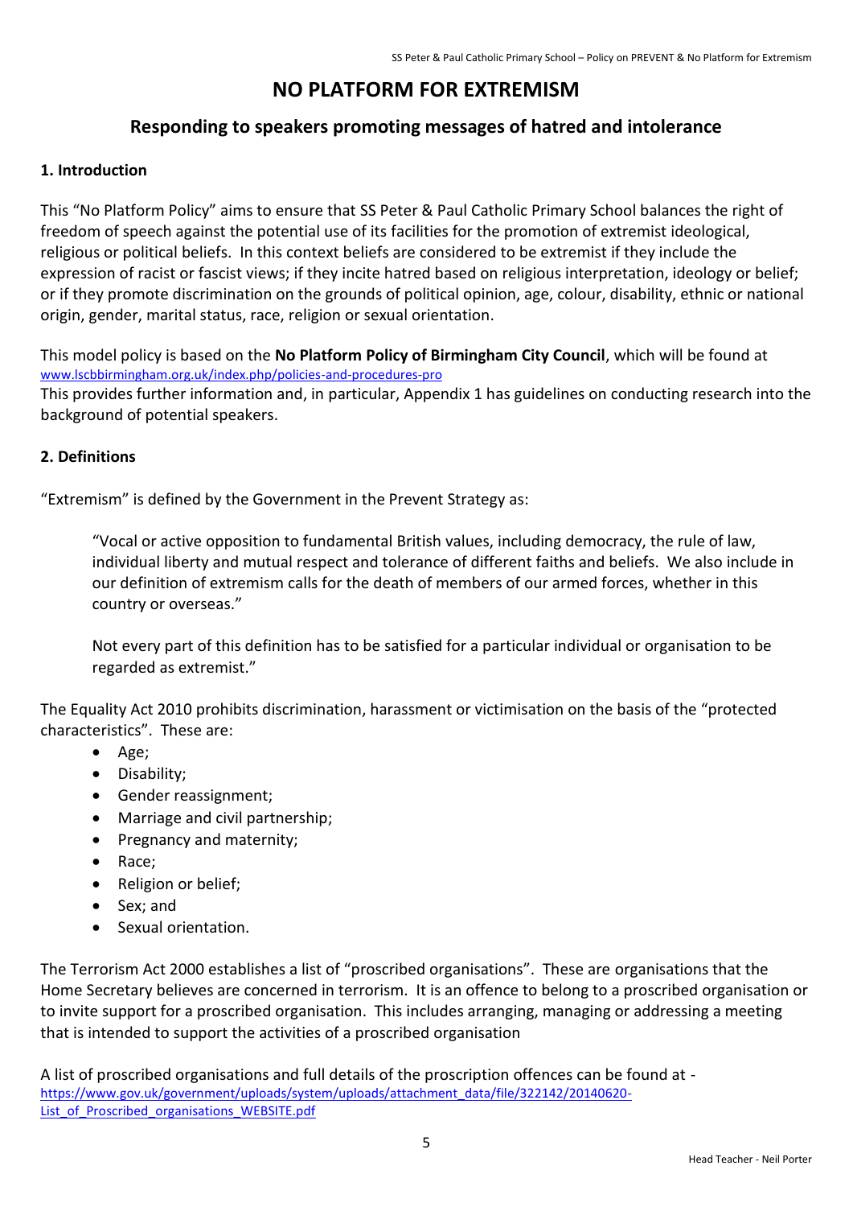# NO PLATFORM FOR EXTREMISM

## Responding to speakers promoting messages of hatred and intolerance

### 1. Introduction

This "No Platform Policy" aims to ensure that SS Peter & Paul Catholic Primary School balances the right of freedom of speech against the potential use of its facilities for the promotion of extremist ideological, religious or political beliefs. In this context beliefs are considered to be extremist if they include the expression of racist or fascist views; if they incite hatred based on religious interpretation, ideology or belief; or if they promote discrimination on the grounds of political opinion, age, colour, disability, ethnic or national origin, gender, marital status, race, religion or sexual orientation.

This model policy is based on the **No Platform Policy of Birmingham City Council**, which will be found at www.lscbbirmingham.org.uk/index.php/policies-and-procedures-pro

This provides further information and, in particular, Appendix 1 has guidelines on conducting research into the background of potential speakers.

### 2. Definitions

"Extremism" is defined by the Government in the Prevent Strategy as:

> "Vocal or active opposition to fundamental British values, including democracy, the rule of law, individual liberty and mutual respect and tolerance of different faiths and beliefs. We also include in our definition of extremism calls for the death of members of our armed forces, whether in this country or overseas."
>
> Not every part of this definition has to be satisfied for a particular individual or organisation to be regarded as extremist."

The Equality Act 2010 prohibits discrimination, harassment or victimisation on the basis of the "protected characteristics". These are:

- Age;
- Disability;
- Gender reassignment;
- Marriage and civil partnership;
- Pregnancy and maternity;
- Race;
- Religion or belief;
- Sex; and
- Sexual orientation.

The Terrorism Act 2000 establishes a list of "proscribed organisations". These are organisations that the Home Secretary believes are concerned in terrorism. It is an offence to belong to a proscribed organisation or to invite support for a proscribed organisation. This includes arranging, managing or addressing a meeting that is intended to support the activities of a proscribed organisation

A list of proscribed organisations and full details of the proscription offences can be found at - https://www.gov.uk/government/uploads/system/uploads/attachment_data/file/322142/20140620-List_of_Proscribed_organisations_WEBSITE.pdf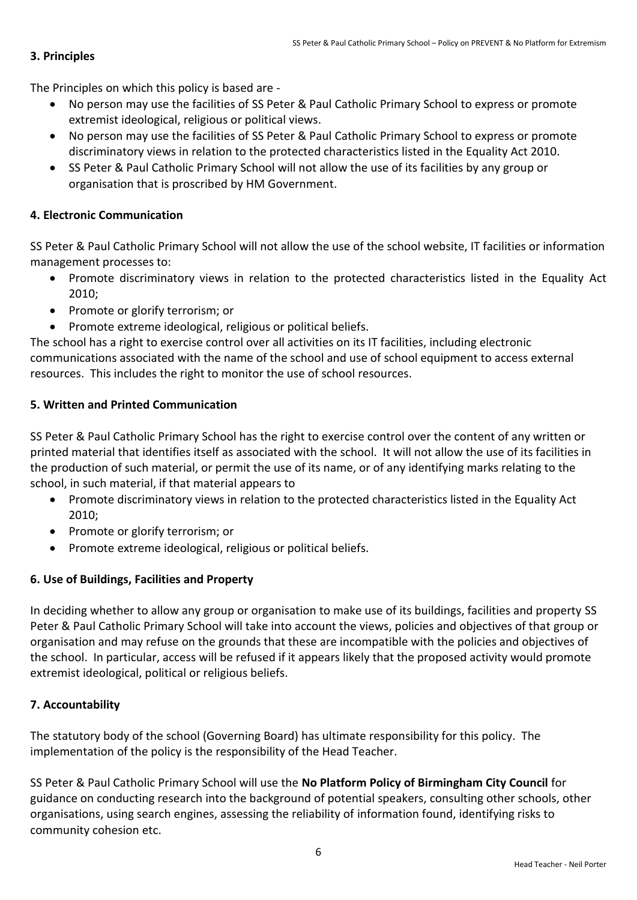## 3. Principles

The Principles on which this policy is based are -

- No person may use the facilities of SS Peter & Paul Catholic Primary School to express or promote extremist ideological, religious or political views.
- No person may use the facilities of SS Peter & Paul Catholic Primary School to express or promote discriminatory views in relation to the protected characteristics listed in the Equality Act 2010.
- SS Peter & Paul Catholic Primary School will not allow the use of its facilities by any group or organisation that is proscribed by HM Government.

## 4. Electronic Communication

SS Peter & Paul Catholic Primary School will not allow the use of the school website, IT facilities or information management processes to:

- Promote discriminatory views in relation to the protected characteristics listed in the Equality Act 2010;
- Promote or glorify terrorism; or
- Promote extreme ideological, religious or political beliefs.

The school has a right to exercise control over all activities on its IT facilities, including electronic communications associated with the name of the school and use of school equipment to access external resources. This includes the right to monitor the use of school resources.

## 5. Written and Printed Communication

SS Peter & Paul Catholic Primary School has the right to exercise control over the content of any written or printed material that identifies itself as associated with the school. It will not allow the use of its facilities in the production of such material, or permit the use of its name, or of any identifying marks relating to the school, in such material, if that material appears to

- Promote discriminatory views in relation to the protected characteristics listed in the Equality Act 2010;
- Promote or glorify terrorism; or
- Promote extreme ideological, religious or political beliefs.

## 6. Use of Buildings, Facilities and Property

In deciding whether to allow any group or organisation to make use of its buildings, facilities and property SS Peter & Paul Catholic Primary School will take into account the views, policies and objectives of that group or organisation and may refuse on the grounds that these are incompatible with the policies and objectives of the school. In particular, access will be refused if it appears likely that the proposed activity would promote extremist ideological, political or religious beliefs.

## 7. Accountability

The statutory body of the school (Governing Board) has ultimate responsibility for this policy. The implementation of the policy is the responsibility of the Head Teacher.

SS Peter & Paul Catholic Primary School will use the **No Platform Policy of Birmingham City Council** for guidance on conducting research into the background of potential speakers, consulting other schools, other organisations, using search engines, assessing the reliability of information found, identifying risks to community cohesion etc.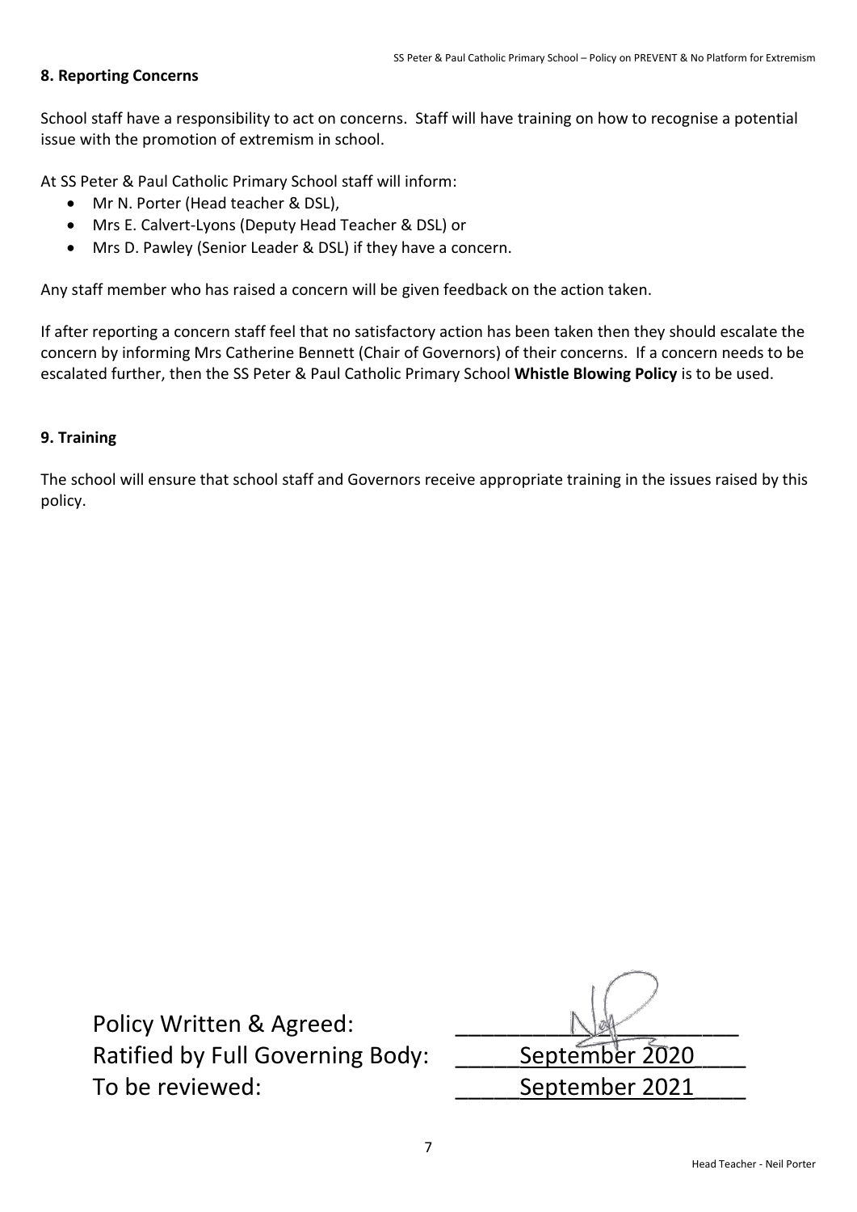## 8. Reporting Concerns

School staff have a responsibility to act on concerns. Staff will have training on how to recognise a potential issue with the promotion of extremism in school.

At SS Peter & Paul Catholic Primary School staff will inform:

- Mr N. Porter (Head teacher & DSL),
- Mrs E. Calvert-Lyons (Deputy Head Teacher & DSL) or
- Mrs D. Pawley (Senior Leader & DSL) if they have a concern.

Any staff member who has raised a concern will be given feedback on the action taken.

If after reporting a concern staff feel that no satisfactory action has been taken then they should escalate the concern by informing Mrs Catherine Bennett (Chair of Governors) of their concerns. If a concern needs to be escalated further, then the SS Peter & Paul Catholic Primary School **Whistle Blowing Policy** is to be used.

## 9. Training

The school will ensure that school staff and Governors receive appropriate training in the issues raised by this policy.

Policy Written & Agreed: ______________________

Ratified by Full Governing Body: _____September 2020____

To be reviewed: _____September 2021____

Head Teacher - Neil Porter